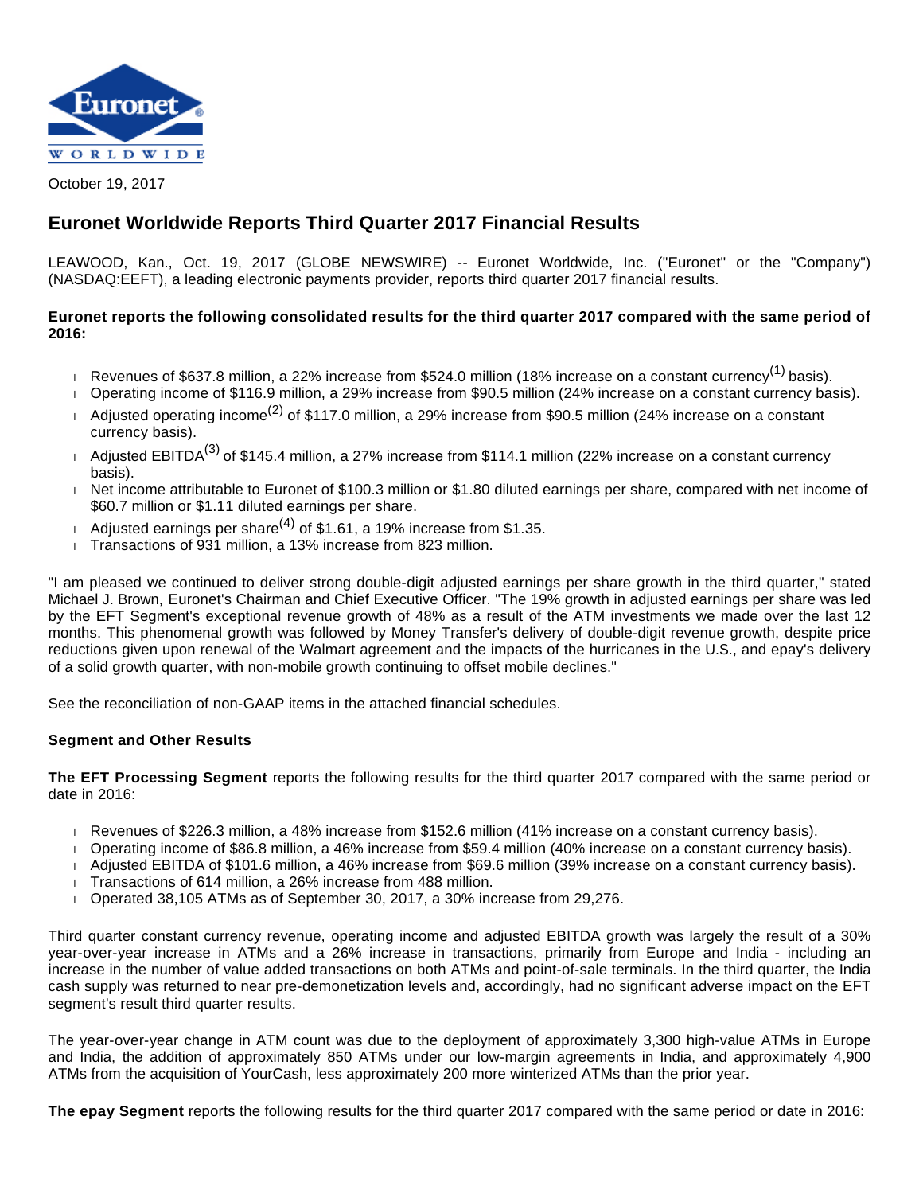October 19, 2017

# Euronet Worldwide Reports Third Quarter 2017 Financial Results

LEAWOOD, Kan., Oct. 19, 2017 (GLOBE NEWSWIRE) -- Euronet Worldwide, Inc. ("Euronet" or the "Company") (NASDAQ:EEFT), a leading electronic payments provider, reports third quarter 2017 financial results.

**Euronet reports the following consolidated results for the third quarter 2017 compared with the same period of 2016:**

- Revenues of $637.8 million, a 22% increase from $524.0 million (18% increase on a constant currency[1] basis).
- Operating income of $116.9 million, a 29% increase from $90.5 million (24% increase on a constant currency basis).
- Adjusted operating income[2] of $117.0 million, a 29% increase from $90.5 million (24% increase on a constant currency basis).
- Adjusted EBITDA[3] of $145.4 million, a 27% increase from $114.1 million (22% increase on a constant currency basis).
- Net income attributable to Euronet of $100.3 million or $1.80 diluted earnings per share, compared with net income of $60.7 million or $1.11 diluted earnings per share.
- Adjusted earnings per share[4] of $1.61, a 19% increase from $1.35.
- Transactions of 931 million, a 13% increase from 823 million.

"I am pleased we continued to deliver strong double-digit adjusted earnings per share growth in the third quarter," stated Michael J. Brown, Euronet's Chairman and Chief Executive Officer. "The 19% growth in adjusted earnings per share was led by the EFT Segment's exceptional revenue growth of 48% as a result of the ATM investments we made over the last 12 months. This phenomenal growth was followed by Money Transfer's delivery of double-digit revenue growth, despite price reductions given upon renewal of the Walmart agreement and the impacts of the hurricanes in the U.S., and epay's delivery of a solid growth quarter, with non-mobile growth continuing to offset mobile declines."

See the reconciliation of non-GAAP items in the attached financial schedules.

**Segment and Other Results**

**The EFT Processing Segment** reports the following results for the third quarter 2017 compared with the same period or date in 2016:

- Revenues of $226.3 million, a 48% increase from $152.6 million (41% increase on a constant currency basis).
- Operating income of $86.8 million, a 46% increase from $59.4 million (40% increase on a constant currency basis).
- Adjusted EBITDA of $101.6 million, a 46% increase from $69.6 million (39% increase on a constant currency basis).
- Transactions of 614 million, a 26% increase from 488 million.
- Operated 38,105 ATMs as of September 30, 2017, a 30% increase from 29,276.

Third quarter constant currency revenue, operating income and adjusted EBITDA growth was largely the result of a 30% year-over-year increase in ATMs and a 26% increase in transactions, primarily from Europe and India - including an increase in the number of value added transactions on both ATMs and point-of-sale terminals. In the third quarter, the India cash supply was returned to near pre-demonetization levels and, accordingly, had no significant adverse impact on the EFT segment's result third quarter results.

The year-over-year change in ATM count was due to the deployment of approximately 3,300 high-value ATMs in Europe and India, the addition of approximately 850 ATMs under our low-margin agreements in India, and approximately 4,900 ATMs from the acquisition of YourCash, less approximately 200 more winterized ATMs than the prior year.

**The epay Segment** reports the following results for the third quarter 2017 compared with the same period or date in 2016: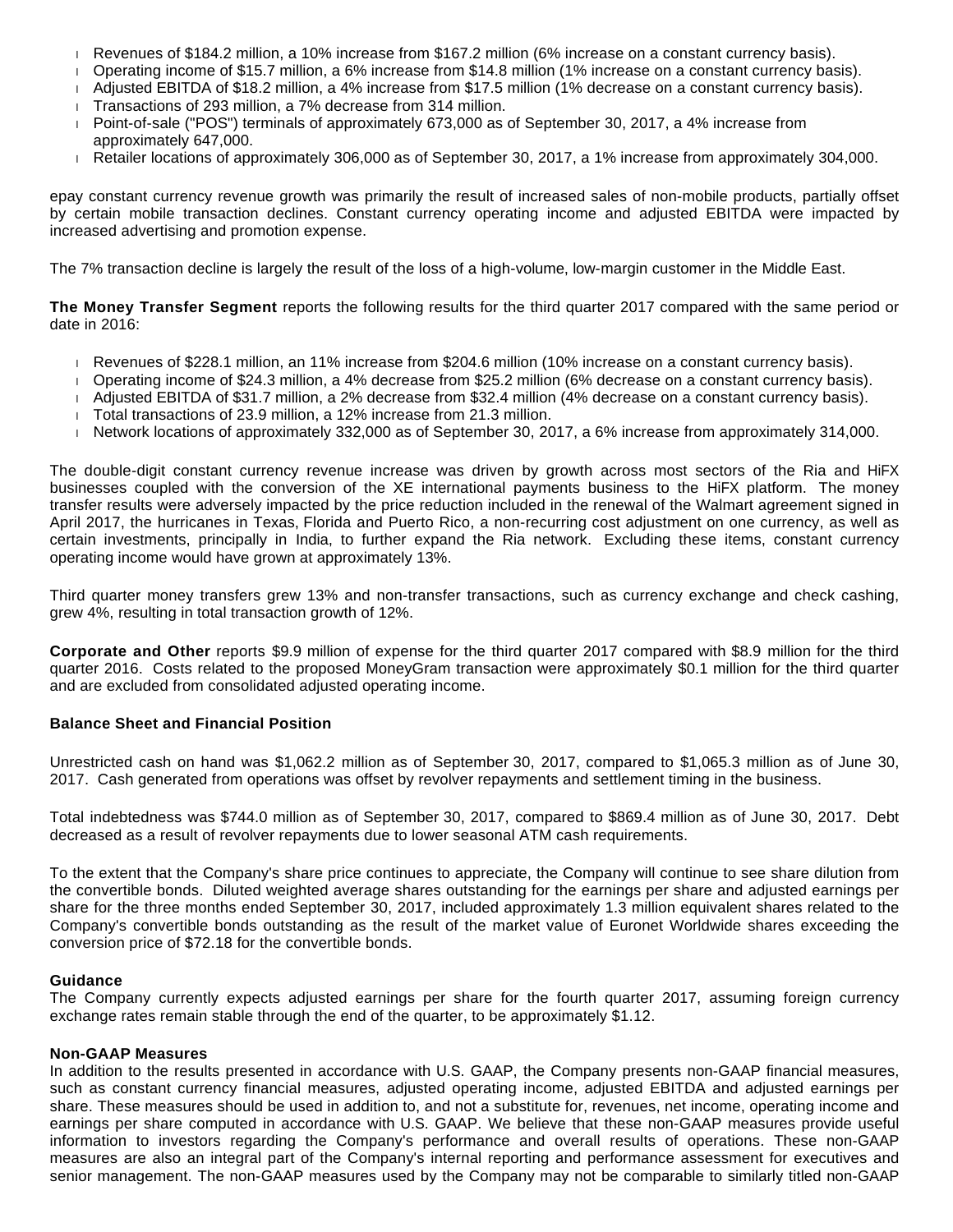- Revenues of $184.2 million, a 10% increase from $167.2 million (6% increase on a constant currency basis).
- Operating income of $15.7 million, a 6% increase from $14.8 million (1% increase on a constant currency basis).
- Adjusted EBITDA of $18.2 million, a 4% increase from $17.5 million (1% decrease on a constant currency basis).
- Transactions of 293 million, a 7% decrease from 314 million.
- Point-of-sale ("POS") terminals of approximately 673,000 as of September 30, 2017, a 4% increase from approximately 647,000.
- Retailer locations of approximately 306,000 as of September 30, 2017, a 1% increase from approximately 304,000.

epay constant currency revenue growth was primarily the result of increased sales of non-mobile products, partially offset by certain mobile transaction declines. Constant currency operating income and adjusted EBITDA were impacted by increased advertising and promotion expense.

The 7% transaction decline is largely the result of the loss of a high-volume, low-margin customer in the Middle East.

**The Money Transfer Segment** reports the following results for the third quarter 2017 compared with the same period or date in 2016:

- Revenues of $228.1 million, an 11% increase from $204.6 million (10% increase on a constant currency basis).
- Operating income of $24.3 million, a 4% decrease from $25.2 million (6% decrease on a constant currency basis).
- Adjusted EBITDA of $31.7 million, a 2% decrease from $32.4 million (4% decrease on a constant currency basis).
- Total transactions of 23.9 million, a 12% increase from 21.3 million.
- Network locations of approximately 332,000 as of September 30, 2017, a 6% increase from approximately 314,000.

The double-digit constant currency revenue increase was driven by growth across most sectors of the Ria and HiFX businesses coupled with the conversion of the XE international payments business to the HiFX platform. The money transfer results were adversely impacted by the price reduction included in the renewal of the Walmart agreement signed in April 2017, the hurricanes in Texas, Florida and Puerto Rico, a non-recurring cost adjustment on one currency, as well as certain investments, principally in India, to further expand the Ria network. Excluding these items, constant currency operating income would have grown at approximately 13%.

Third quarter money transfers grew 13% and non-transfer transactions, such as currency exchange and check cashing, grew 4%, resulting in total transaction growth of 12%.

**Corporate and Other** reports $9.9 million of expense for the third quarter 2017 compared with $8.9 million for the third quarter 2016. Costs related to the proposed MoneyGram transaction were approximately $0.1 million for the third quarter and are excluded from consolidated adjusted operating income.

**Balance Sheet and Financial Position**

Unrestricted cash on hand was $1,062.2 million as of September 30, 2017, compared to $1,065.3 million as of June 30, 2017. Cash generated from operations was offset by revolver repayments and settlement timing in the business.

Total indebtedness was $744.0 million as of September 30, 2017, compared to $869.4 million as of June 30, 2017. Debt decreased as a result of revolver repayments due to lower seasonal ATM cash requirements.

To the extent that the Company's share price continues to appreciate, the Company will continue to see share dilution from the convertible bonds. Diluted weighted average shares outstanding for the earnings per share and adjusted earnings per share for the three months ended September 30, 2017, included approximately 1.3 million equivalent shares related to the Company's convertible bonds outstanding as the result of the market value of Euronet Worldwide shares exceeding the conversion price of $72.18 for the convertible bonds.

**Guidance**

The Company currently expects adjusted earnings per share for the fourth quarter 2017, assuming foreign currency exchange rates remain stable through the end of the quarter, to be approximately $1.12.

**Non-GAAP Measures**

In addition to the results presented in accordance with U.S. GAAP, the Company presents non-GAAP financial measures, such as constant currency financial measures, adjusted operating income, adjusted EBITDA and adjusted earnings per share. These measures should be used in addition to, and not a substitute for, revenues, net income, operating income and earnings per share computed in accordance with U.S. GAAP. We believe that these non-GAAP measures provide useful information to investors regarding the Company's performance and overall results of operations. These non-GAAP measures are also an integral part of the Company's internal reporting and performance assessment for executives and senior management. The non-GAAP measures used by the Company may not be comparable to similarly titled non-GAAP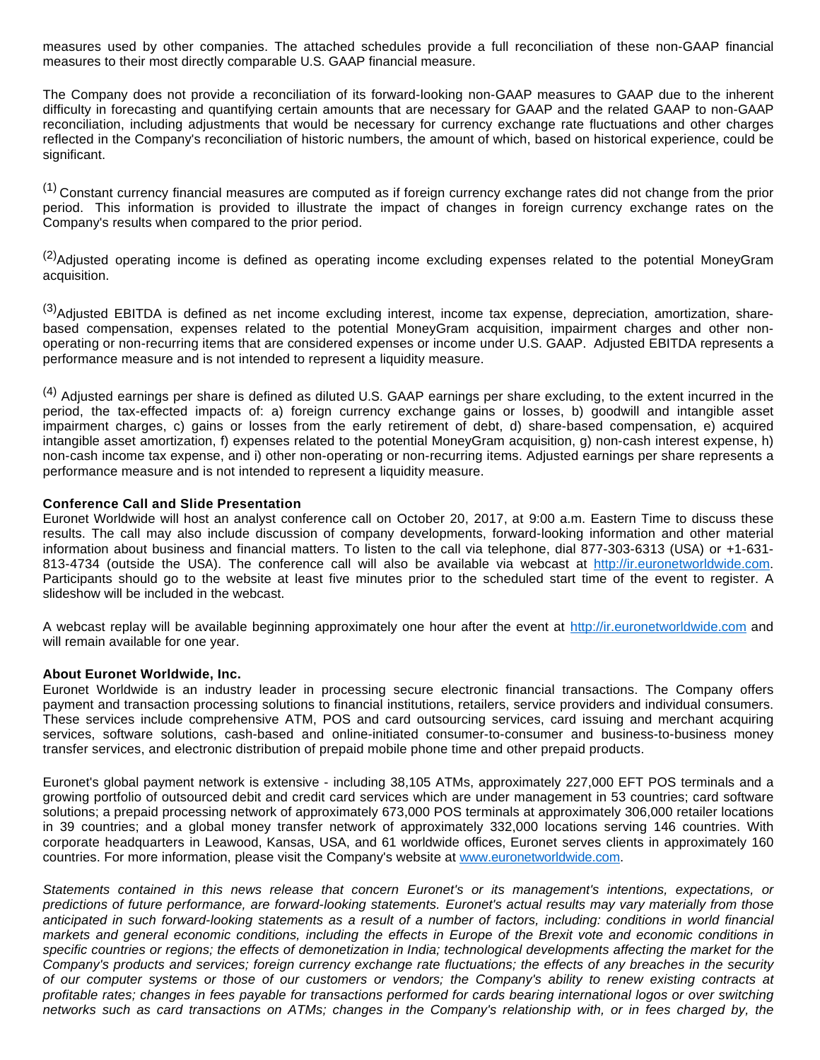measures used by other companies. The attached schedules provide a full reconciliation of these non-GAAP financial measures to their most directly comparable U.S. GAAP financial measure.

The Company does not provide a reconciliation of its forward-looking non-GAAP measures to GAAP due to the inherent difficulty in forecasting and quantifying certain amounts that are necessary for GAAP and the related GAAP to non-GAAP reconciliation, including adjustments that would be necessary for currency exchange rate fluctuations and other charges reflected in the Company's reconciliation of historic numbers, the amount of which, based on historical experience, could be significant.

(1) Constant currency financial measures are computed as if foreign currency exchange rates did not change from the prior period. This information is provided to illustrate the impact of changes in foreign currency exchange rates on the Company's results when compared to the prior period.

(2) Adjusted operating income is defined as operating income excluding expenses related to the potential MoneyGram acquisition.

(3) Adjusted EBITDA is defined as net income excluding interest, income tax expense, depreciation, amortization, share-based compensation, expenses related to the potential MoneyGram acquisition, impairment charges and other non-operating or non-recurring items that are considered expenses or income under U.S. GAAP. Adjusted EBITDA represents a performance measure and is not intended to represent a liquidity measure.

(4) Adjusted earnings per share is defined as diluted U.S. GAAP earnings per share excluding, to the extent incurred in the period, the tax-effected impacts of: a) foreign currency exchange gains or losses, b) goodwill and intangible asset impairment charges, c) gains or losses from the early retirement of debt, d) share-based compensation, e) acquired intangible asset amortization, f) expenses related to the potential MoneyGram acquisition, g) non-cash interest expense, h) non-cash income tax expense, and i) other non-operating or non-recurring items. Adjusted earnings per share represents a performance measure and is not intended to represent a liquidity measure.

**Conference Call and Slide Presentation**

Euronet Worldwide will host an analyst conference call on October 20, 2017, at 9:00 a.m. Eastern Time to discuss these results. The call may also include discussion of company developments, forward-looking information and other material information about business and financial matters. To listen to the call via telephone, dial 877-303-6313 (USA) or +1-631-813-4734 (outside the USA). The conference call will also be available via webcast at http://ir.euronetworldwide.com. Participants should go to the website at least five minutes prior to the scheduled start time of the event to register. A slideshow will be included in the webcast.

A webcast replay will be available beginning approximately one hour after the event at http://ir.euronetworldwide.com and will remain available for one year.

**About Euronet Worldwide, Inc.**

Euronet Worldwide is an industry leader in processing secure electronic financial transactions. The Company offers payment and transaction processing solutions to financial institutions, retailers, service providers and individual consumers. These services include comprehensive ATM, POS and card outsourcing services, card issuing and merchant acquiring services, software solutions, cash-based and online-initiated consumer-to-consumer and business-to-business money transfer services, and electronic distribution of prepaid mobile phone time and other prepaid products.

Euronet's global payment network is extensive - including 38,105 ATMs, approximately 227,000 EFT POS terminals and a growing portfolio of outsourced debit and credit card services which are under management in 53 countries; card software solutions; a prepaid processing network of approximately 673,000 POS terminals at approximately 306,000 retailer locations in 39 countries; and a global money transfer network of approximately 332,000 locations serving 146 countries. With corporate headquarters in Leawood, Kansas, USA, and 61 worldwide offices, Euronet serves clients in approximately 160 countries. For more information, please visit the Company's website at www.euronetworldwide.com.

*Statements contained in this news release that concern Euronet's or its management's intentions, expectations, or predictions of future performance, are forward-looking statements. Euronet's actual results may vary materially from those anticipated in such forward-looking statements as a result of a number of factors, including: conditions in world financial markets and general economic conditions, including the effects in Europe of the Brexit vote and economic conditions in specific countries or regions; the effects of demonetization in India; technological developments affecting the market for the Company's products and services; foreign currency exchange rate fluctuations; the effects of any breaches in the security of our computer systems or those of our customers or vendors; the Company's ability to renew existing contracts at profitable rates; changes in fees payable for transactions performed for cards bearing international logos or over switching networks such as card transactions on ATMs; changes in the Company's relationship with, or in fees charged by, the*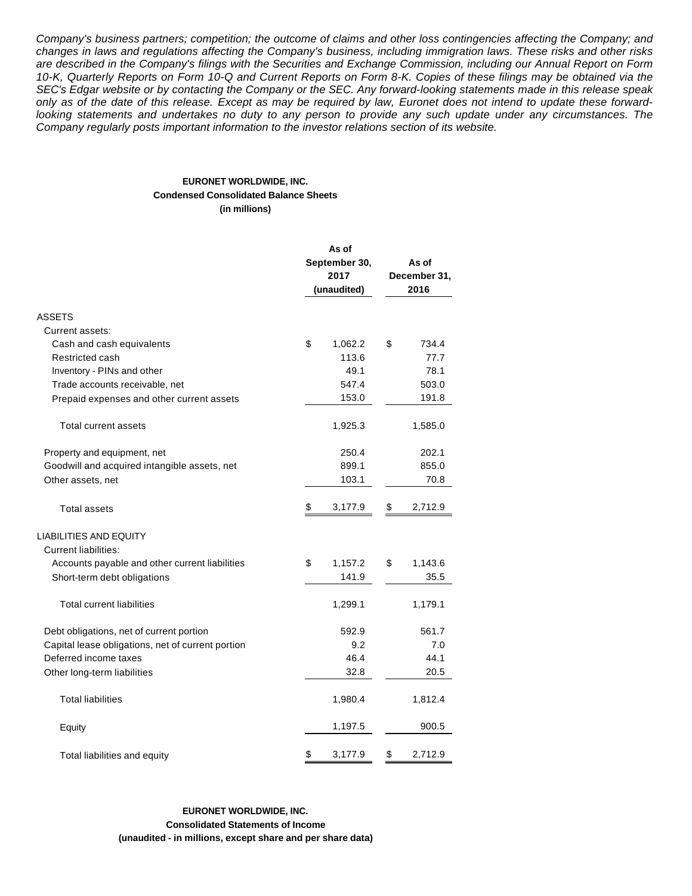*Company's business partners; competition; the outcome of claims and other loss contingencies affecting the Company; and changes in laws and regulations affecting the Company's business, including immigration laws. These risks and other risks are described in the Company's filings with the Securities and Exchange Commission, including our Annual Report on Form 10-K, Quarterly Reports on Form 10-Q and Current Reports on Form 8-K. Copies of these filings may be obtained via the SEC's Edgar website or by contacting the Company or the SEC. Any forward-looking statements made in this release speak only as of the date of this release. Except as may be required by law, Euronet does not intend to update these forward-looking statements and undertakes no duty to any person to provide any such update under any circumstances. The Company regularly posts important information to the investor relations section of its website.*

**EURONET WORLDWIDE, INC.**
**Condensed Consolidated Balance Sheets**
**(in millions)**

| | As of September 30, 2017 (unaudited) | As of December 31, 2016 |
|---|---|---|
| ASSETS | | |
| Current assets: | | |
| Cash and cash equivalents | $ 1,062.2 | $ 734.4 |
| Restricted cash | 113.6 | 77.7 |
| Inventory - PINs and other | 49.1 | 78.1 |
| Trade accounts receivable, net | 547.4 | 503.0 |
| Prepaid expenses and other current assets | 153.0 | 191.8 |
| Total current assets | 1,925.3 | 1,585.0 |
| Property and equipment, net | 250.4 | 202.1 |
| Goodwill and acquired intangible assets, net | 899.1 | 855.0 |
| Other assets, net | 103.1 | 70.8 |
| Total assets | $ 3,177.9 | $ 2,712.9 |
| LIABILITIES AND EQUITY | | |
| Current liabilities: | | |
| Accounts payable and other current liabilities | $ 1,157.2 | $ 1,143.6 |
| Short-term debt obligations | 141.9 | 35.5 |
| Total current liabilities | 1,299.1 | 1,179.1 |
| Debt obligations, net of current portion | 592.9 | 561.7 |
| Capital lease obligations, net of current portion | 9.2 | 7.0 |
| Deferred income taxes | 46.4 | 44.1 |
| Other long-term liabilities | 32.8 | 20.5 |
| Total liabilities | 1,980.4 | 1,812.4 |
| Equity | 1,197.5 | 900.5 |
| Total liabilities and equity | $ 3,177.9 | $ 2,712.9 |

**EURONET WORLDWIDE, INC.**
**Consolidated Statements of Income**
**(unaudited - in millions, except share and per share data)**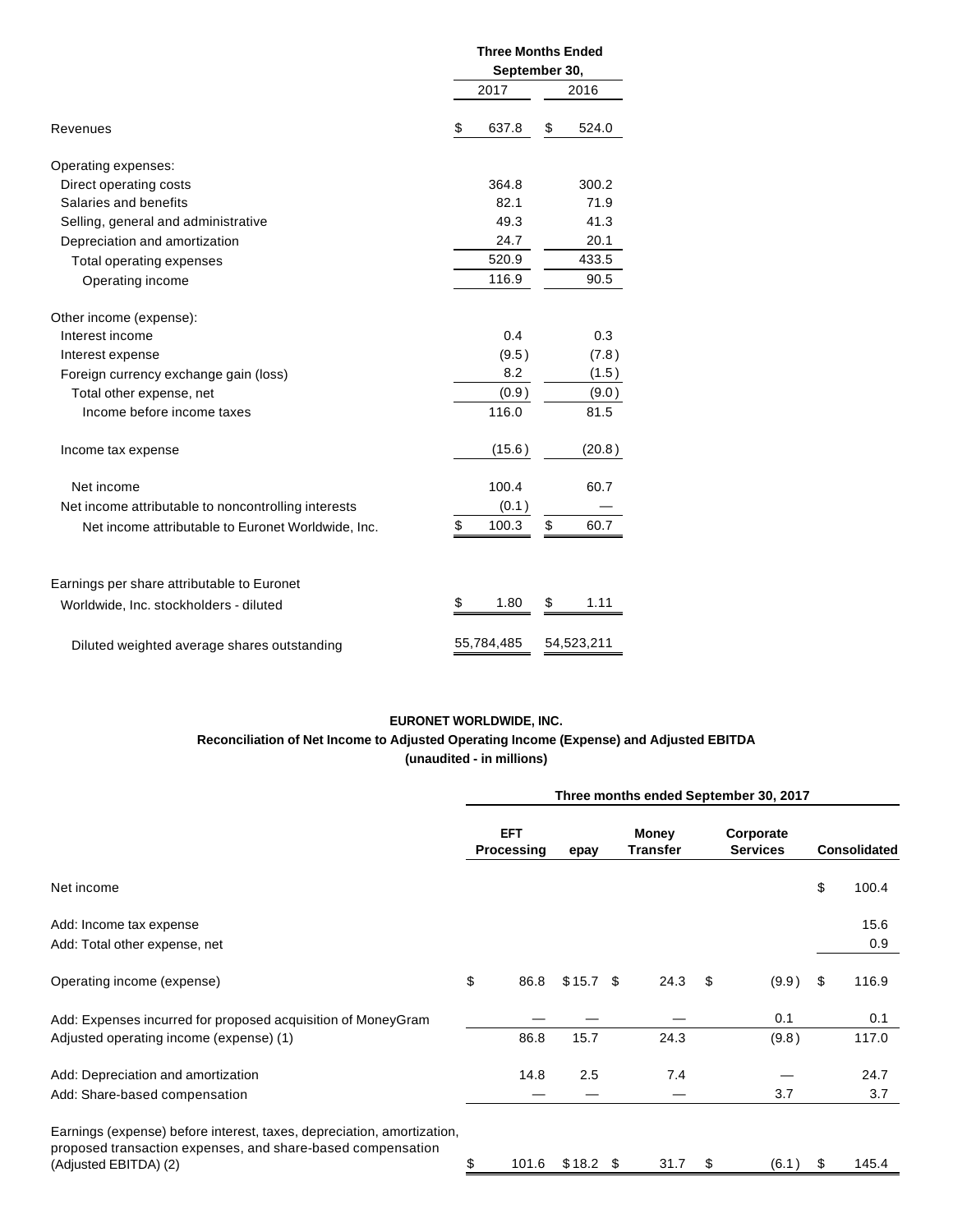| | Three Months Ended September 30, | |
|---|---|---|
| | 2017 | 2016 |
| Revenues | $ 637.8 | $ 524.0 |
| Operating expenses: | | |
| Direct operating costs | 364.8 | 300.2 |
| Salaries and benefits | 82.1 | 71.9 |
| Selling, general and administrative | 49.3 | 41.3 |
| Depreciation and amortization | 24.7 | 20.1 |
| Total operating expenses | 520.9 | 433.5 |
| Operating income | 116.9 | 90.5 |
| Other income (expense): | | |
| Interest income | 0.4 | 0.3 |
| Interest expense | (9.5) | (7.8) |
| Foreign currency exchange gain (loss) | 8.2 | (1.5) |
| Total other expense, net | (0.9) | (9.0) |
| Income before income taxes | 116.0 | 81.5 |
| Income tax expense | (15.6) | (20.8) |
| Net income | 100.4 | 60.7 |
| Net income attributable to noncontrolling interests | (0.1) | — |
| Net income attributable to Euronet Worldwide, Inc. | $ 100.3 | $ 60.7 |
| Earnings per share attributable to Euronet Worldwide, Inc. stockholders - diluted | $ 1.80 | $ 1.11 |
| Diluted weighted average shares outstanding | 55,784,485 | 54,523,211 |

**EURONET WORLDWIDE, INC.**
**Reconciliation of Net Income to Adjusted Operating Income (Expense) and Adjusted EBITDA**
**(unaudited - in millions)**

| | Three months ended September 30, 2017 | | | | |
|---|---|---|---|---|---|
| | EFT Processing | epay | Money Transfer | Corporate Services | Consolidated |
| Net income | | | | | $ 100.4 |
| Add: Income tax expense | | | | | 15.6 |
| Add: Total other expense, net | | | | | 0.9 |
| Operating income (expense) | $ 86.8 | $ 15.7 | $ 24.3 | $ (9.9) | $ 116.9 |
| Add: Expenses incurred for proposed acquisition of MoneyGram | — | — | — | 0.1 | 0.1 |
| Adjusted operating income (expense) (1) | 86.8 | 15.7 | 24.3 | (9.8) | 117.0 |
| Add: Depreciation and amortization | 14.8 | 2.5 | 7.4 | — | 24.7 |
| Add: Share-based compensation | — | — | — | 3.7 | 3.7 |
| Earnings (expense) before interest, taxes, depreciation, amortization, proposed transaction expenses, and share-based compensation (Adjusted EBITDA) (2) | $ 101.6 | $ 18.2 | $ 31.7 | $ (6.1) | $ 145.4 |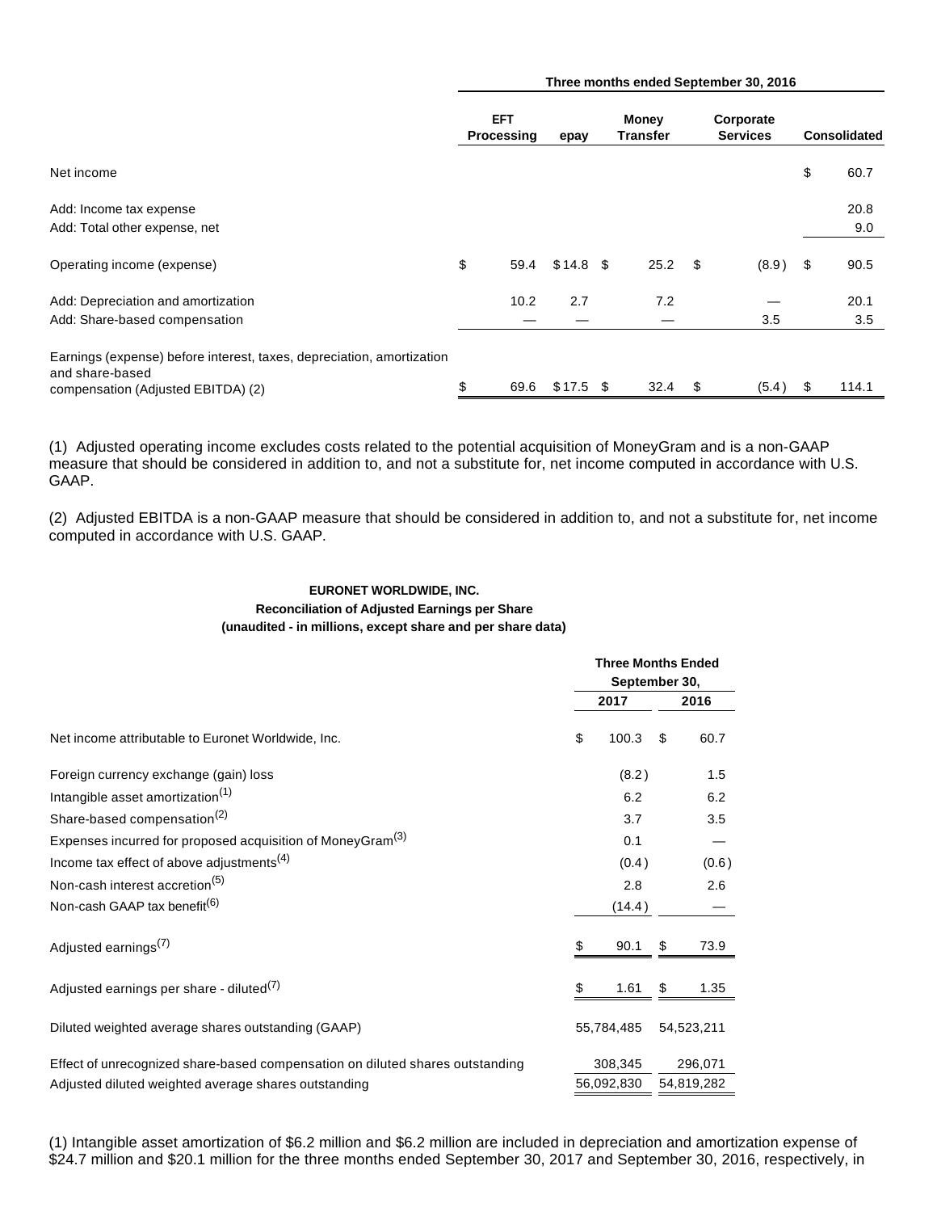| | Three months ended September 30, 2016 | | | | |
|---|---|---|---|---|---|
| | EFT Processing | epay | Money Transfer | Corporate Services | Consolidated |
| Net income | | | | | $ 60.7 |
| Add: Income tax expense | | | | | 20.8 |
| Add: Total other expense, net | | | | | 9.0 |
| Operating income (expense) | $ 59.4 | $ 14.8 | $ 25.2 | $ (8.9) | $ 90.5 |
| Add: Depreciation and amortization | 10.2 | 2.7 | 7.2 | — | 20.1 |
| Add: Share-based compensation | — | — | — | 3.5 | 3.5 |
| Earnings (expense) before interest, taxes, depreciation, amortization and share-based compensation (Adjusted EBITDA) (2) | $ 69.6 | $ 17.5 | $ 32.4 | $ (5.4) | $ 114.1 |

(1) Adjusted operating income excludes costs related to the potential acquisition of MoneyGram and is a non-GAAP measure that should be considered in addition to, and not a substitute for, net income computed in accordance with U.S. GAAP.

(2) Adjusted EBITDA is a non-GAAP measure that should be considered in addition to, and not a substitute for, net income computed in accordance with U.S. GAAP.

**EURONET WORLDWIDE, INC.**
**Reconciliation of Adjusted Earnings per Share**
**(unaudited - in millions, except share and per share data)**

| | Three Months Ended September 30, | |
|---|---|---|
| | 2017 | 2016 |
| Net income attributable to Euronet Worldwide, Inc. | $ 100.3 | $ 60.7 |
| Foreign currency exchange (gain) loss | (8.2) | 1.5 |
| Intangible asset amortization[(1)] | 6.2 | 6.2 |
| Share-based compensation[(2)] | 3.7 | 3.5 |
| Expenses incurred for proposed acquisition of MoneyGram[(3)] | 0.1 | — |
| Income tax effect of above adjustments[(4)] | (0.4) | (0.6) |
| Non-cash interest accretion[(5)] | 2.8 | 2.6 |
| Non-cash GAAP tax benefit[(6)] | (14.4) | — |
| Adjusted earnings[(7)] | $ 90.1 | $ 73.9 |
| Adjusted earnings per share - diluted[(7)] | $ 1.61 | $ 1.35 |
| Diluted weighted average shares outstanding (GAAP) | 55,784,485 | 54,523,211 |
| Effect of unrecognized share-based compensation on diluted shares outstanding | 308,345 | 296,071 |
| Adjusted diluted weighted average shares outstanding | 56,092,830 | 54,819,282 |

(1) Intangible asset amortization of $6.2 million and $6.2 million are included in depreciation and amortization expense of $24.7 million and $20.1 million for the three months ended September 30, 2017 and September 30, 2016, respectively, in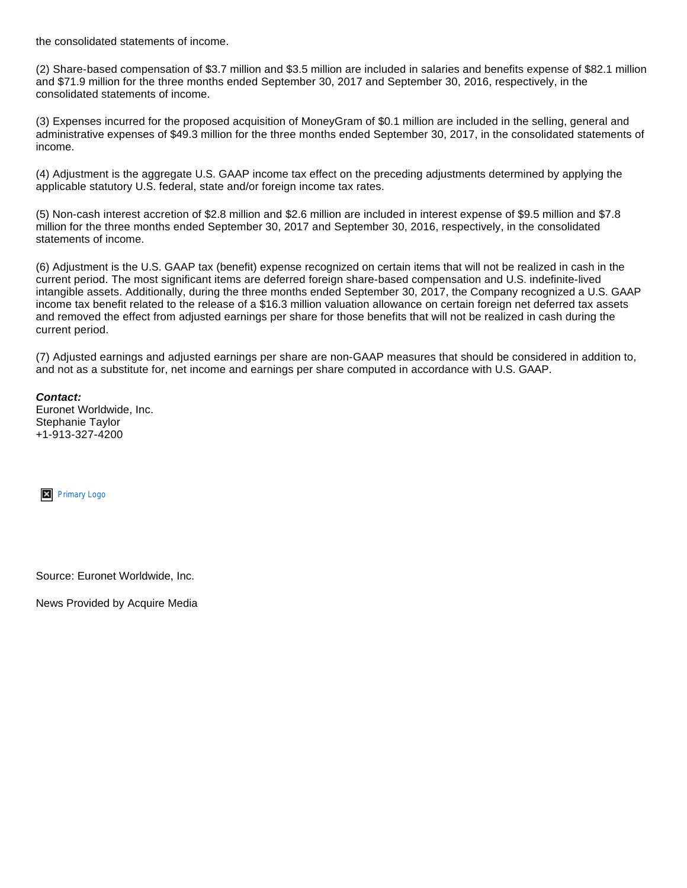the consolidated statements of income.

(2) Share-based compensation of $3.7 million and $3.5 million are included in salaries and benefits expense of $82.1 million and $71.9 million for the three months ended September 30, 2017 and September 30, 2016, respectively, in the consolidated statements of income.

(3) Expenses incurred for the proposed acquisition of MoneyGram of $0.1 million are included in the selling, general and administrative expenses of $49.3 million for the three months ended September 30, 2017, in the consolidated statements of income.

(4) Adjustment is the aggregate U.S. GAAP income tax effect on the preceding adjustments determined by applying the applicable statutory U.S. federal, state and/or foreign income tax rates.

(5) Non-cash interest accretion of $2.8 million and $2.6 million are included in interest expense of $9.5 million and $7.8 million for the three months ended September 30, 2017 and September 30, 2016, respectively, in the consolidated statements of income.

(6) Adjustment is the U.S. GAAP tax (benefit) expense recognized on certain items that will not be realized in cash in the current period. The most significant items are deferred foreign share-based compensation and U.S. indefinite-lived intangible assets. Additionally, during the three months ended September 30, 2017, the Company recognized a U.S. GAAP income tax benefit related to the release of a $16.3 million valuation allowance on certain foreign net deferred tax assets and removed the effect from adjusted earnings per share for those benefits that will not be realized in cash during the current period.

(7) Adjusted earnings and adjusted earnings per share are non-GAAP measures that should be considered in addition to, and not as a substitute for, net income and earnings per share computed in accordance with U.S. GAAP.

***Contact:***
Euronet Worldwide, Inc.
Stephanie Taylor
+1-913-327-4200

Primary Logo

Source: Euronet Worldwide, Inc.

News Provided by Acquire Media